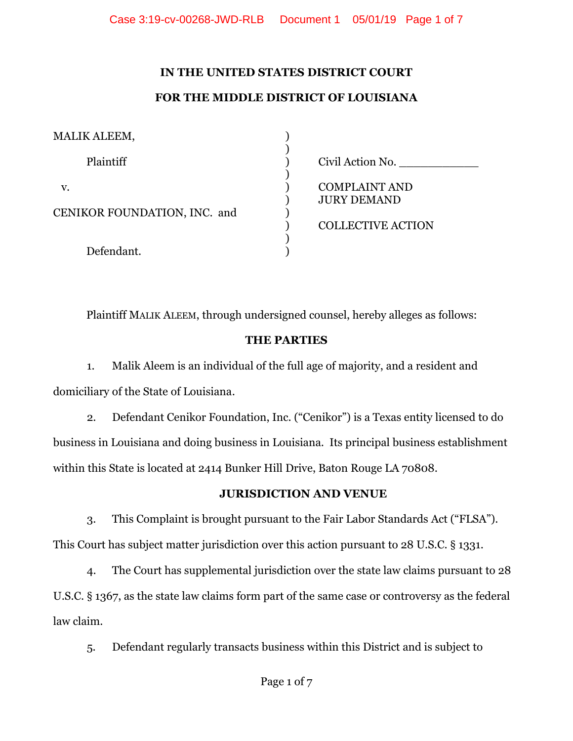# IN THE UNITED STATES DISTRICT COURT

# FOR THE MIDDLE DISTRICT OF LOUISIANA

| | | |
|---|---|---|
| MALIK ALEEM, | ) | |
| | ) | |
| Plaintiff | ) | Civil Action No. ____________ |
| | ) | |
| v. | ) | COMPLAINT AND |
| | ) | JURY DEMAND |
| CENIKOR FOUNDATION, INC. and | ) | |
| | ) | COLLECTIVE ACTION |
| | ) | |
| Defendant. | ) | |

Plaintiff MALIK ALEEM, through undersigned counsel, hereby alleges as follows:

## THE PARTIES

1. Malik Aleem is an individual of the full age of majority, and a resident and domiciliary of the State of Louisiana.

2. Defendant Cenikor Foundation, Inc. ("Cenikor") is a Texas entity licensed to do business in Louisiana and doing business in Louisiana. Its principal business establishment within this State is located at 2414 Bunker Hill Drive, Baton Rouge LA 70808.

## JURISDICTION AND VENUE

3. This Complaint is brought pursuant to the Fair Labor Standards Act ("FLSA"). This Court has subject matter jurisdiction over this action pursuant to 28 U.S.C. § 1331.

4. The Court has supplemental jurisdiction over the state law claims pursuant to 28 U.S.C. § 1367, as the state law claims form part of the same case or controversy as the federal law claim.

5. Defendant regularly transacts business within this District and is subject to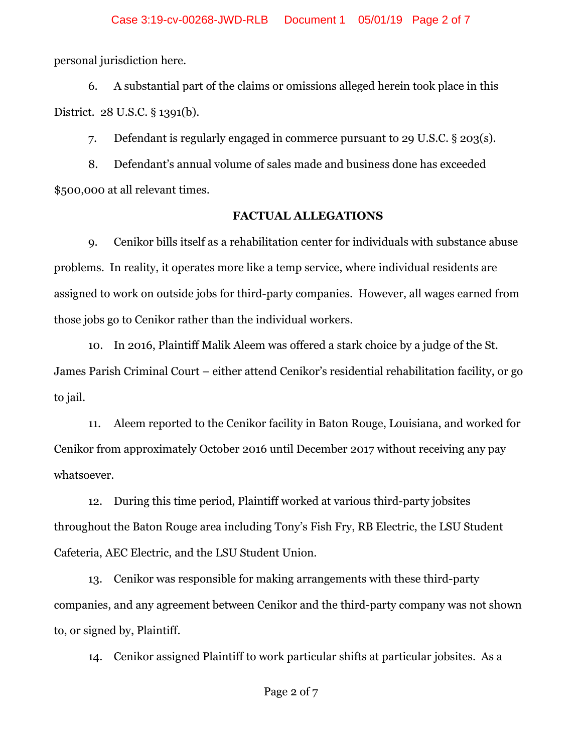personal jurisdiction here.

6. A substantial part of the claims or omissions alleged herein took place in this District. 28 U.S.C. § 1391(b).

7. Defendant is regularly engaged in commerce pursuant to 29 U.S.C. § 203(s).

8. Defendant's annual volume of sales made and business done has exceeded $500,000 at all relevant times.

## FACTUAL ALLEGATIONS

9. Cenikor bills itself as a rehabilitation center for individuals with substance abuse problems. In reality, it operates more like a temp service, where individual residents are assigned to work on outside jobs for third-party companies. However, all wages earned from those jobs go to Cenikor rather than the individual workers.

10. In 2016, Plaintiff Malik Aleem was offered a stark choice by a judge of the St. James Parish Criminal Court – either attend Cenikor's residential rehabilitation facility, or go to jail.

11. Aleem reported to the Cenikor facility in Baton Rouge, Louisiana, and worked for Cenikor from approximately October 2016 until December 2017 without receiving any pay whatsoever.

12. During this time period, Plaintiff worked at various third-party jobsites throughout the Baton Rouge area including Tony's Fish Fry, RB Electric, the LSU Student Cafeteria, AEC Electric, and the LSU Student Union.

13. Cenikor was responsible for making arrangements with these third-party companies, and any agreement between Cenikor and the third-party company was not shown to, or signed by, Plaintiff.

14. Cenikor assigned Plaintiff to work particular shifts at particular jobsites. As a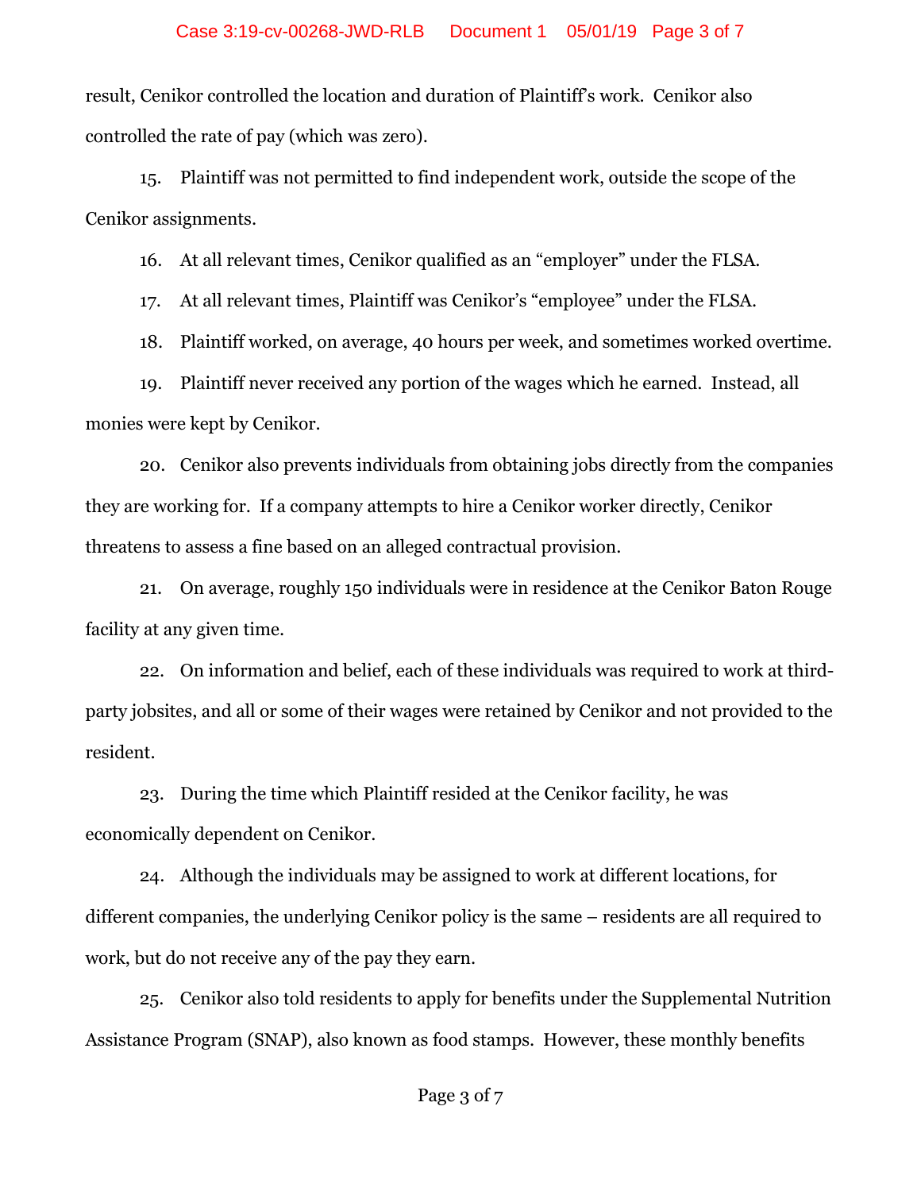result, Cenikor controlled the location and duration of Plaintiff's work. Cenikor also controlled the rate of pay (which was zero).

15. Plaintiff was not permitted to find independent work, outside the scope of the Cenikor assignments.

16. At all relevant times, Cenikor qualified as an "employer" under the FLSA.

17. At all relevant times, Plaintiff was Cenikor's "employee" under the FLSA.

18. Plaintiff worked, on average, 40 hours per week, and sometimes worked overtime.

19. Plaintiff never received any portion of the wages which he earned. Instead, all monies were kept by Cenikor.

20. Cenikor also prevents individuals from obtaining jobs directly from the companies they are working for. If a company attempts to hire a Cenikor worker directly, Cenikor threatens to assess a fine based on an alleged contractual provision.

21. On average, roughly 150 individuals were in residence at the Cenikor Baton Rouge facility at any given time.

22. On information and belief, each of these individuals was required to work at third-party jobsites, and all or some of their wages were retained by Cenikor and not provided to the resident.

23. During the time which Plaintiff resided at the Cenikor facility, he was economically dependent on Cenikor.

24. Although the individuals may be assigned to work at different locations, for different companies, the underlying Cenikor policy is the same – residents are all required to work, but do not receive any of the pay they earn.

25. Cenikor also told residents to apply for benefits under the Supplemental Nutrition Assistance Program (SNAP), also known as food stamps. However, these monthly benefits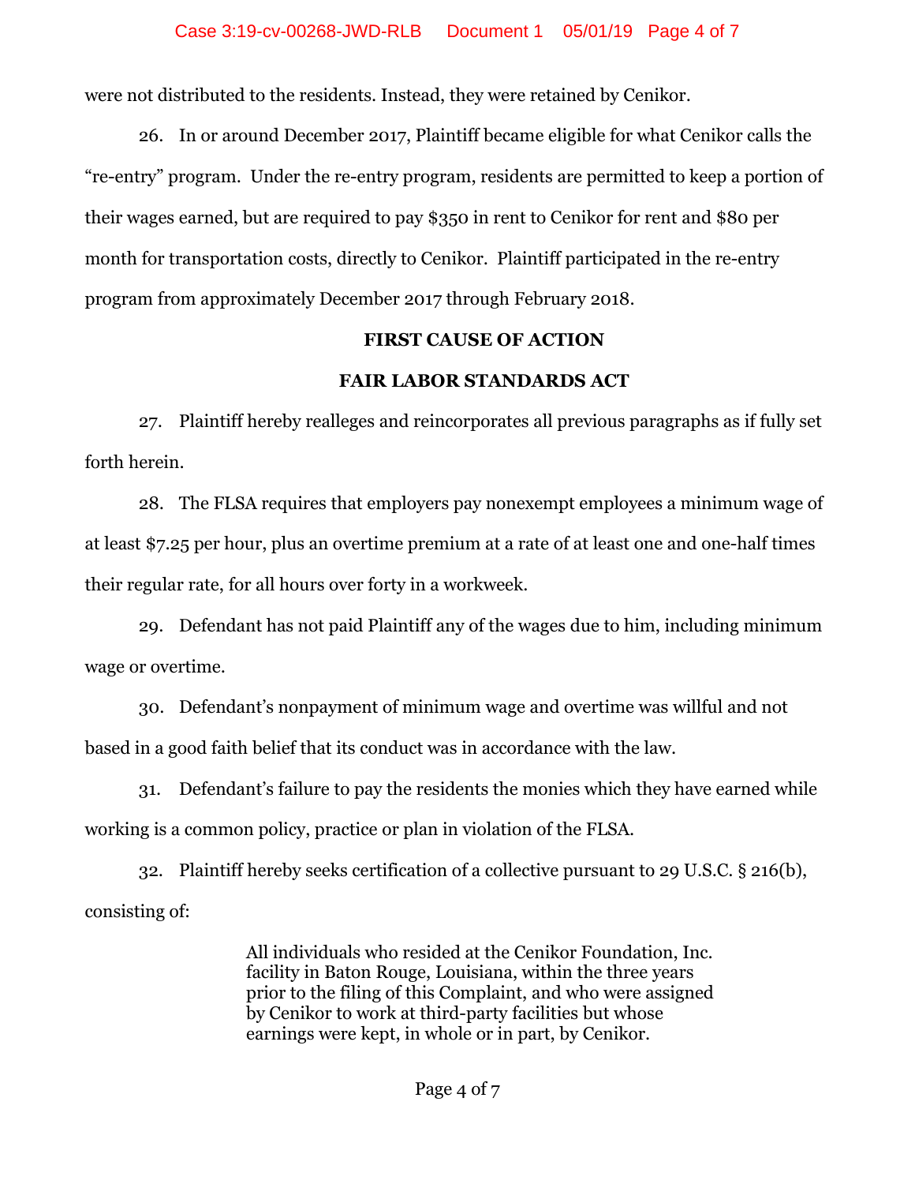were not distributed to the residents. Instead, they were retained by Cenikor.

26. In or around December 2017, Plaintiff became eligible for what Cenikor calls the "re-entry" program. Under the re-entry program, residents are permitted to keep a portion of their wages earned, but are required to pay $350 in rent to Cenikor for rent and $80 per month for transportation costs, directly to Cenikor. Plaintiff participated in the re-entry program from approximately December 2017 through February 2018.

**FIRST CAUSE OF ACTION**

**FAIR LABOR STANDARDS ACT**

27. Plaintiff hereby realleges and reincorporates all previous paragraphs as if fully set forth herein.

28. The FLSA requires that employers pay nonexempt employees a minimum wage of at least $7.25 per hour, plus an overtime premium at a rate of at least one and one-half times their regular rate, for all hours over forty in a workweek.

29. Defendant has not paid Plaintiff any of the wages due to him, including minimum wage or overtime.

30. Defendant's nonpayment of minimum wage and overtime was willful and not based in a good faith belief that its conduct was in accordance with the law.

31. Defendant's failure to pay the residents the monies which they have earned while working is a common policy, practice or plan in violation of the FLSA.

32. Plaintiff hereby seeks certification of a collective pursuant to 29 U.S.C. § 216(b), consisting of:

> All individuals who resided at the Cenikor Foundation, Inc. facility in Baton Rouge, Louisiana, within the three years prior to the filing of this Complaint, and who were assigned by Cenikor to work at third-party facilities but whose earnings were kept, in whole or in part, by Cenikor.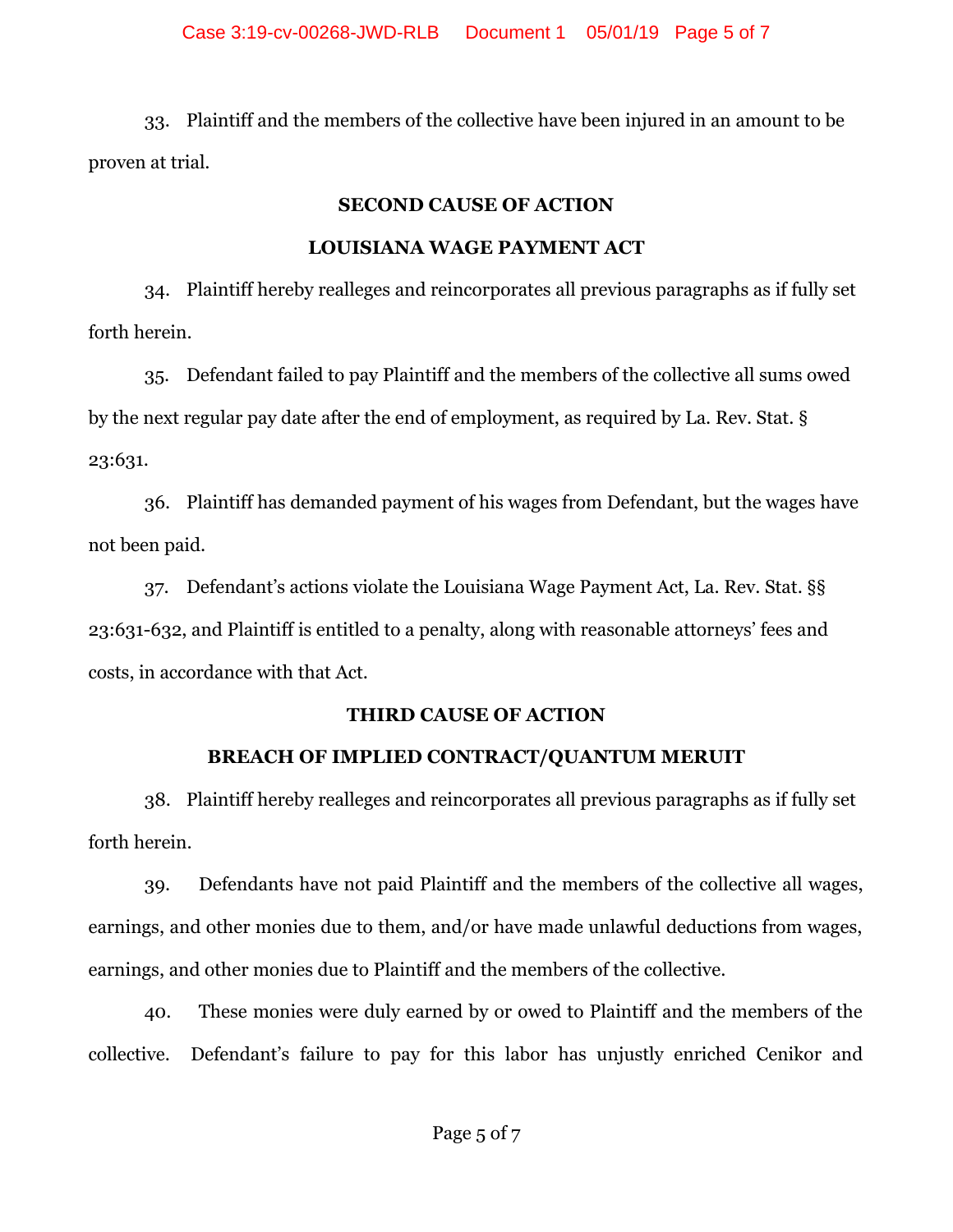33. Plaintiff and the members of the collective have been injured in an amount to be proven at trial.

**SECOND CAUSE OF ACTION**

**LOUISIANA WAGE PAYMENT ACT**

34. Plaintiff hereby realleges and reincorporates all previous paragraphs as if fully set forth herein.

35. Defendant failed to pay Plaintiff and the members of the collective all sums owed by the next regular pay date after the end of employment, as required by La. Rev. Stat. § 23:631.

36. Plaintiff has demanded payment of his wages from Defendant, but the wages have not been paid.

37. Defendant's actions violate the Louisiana Wage Payment Act, La. Rev. Stat. §§ 23:631-632, and Plaintiff is entitled to a penalty, along with reasonable attorneys' fees and costs, in accordance with that Act.

**THIRD CAUSE OF ACTION**

**BREACH OF IMPLIED CONTRACT/QUANTUM MERUIT**

38. Plaintiff hereby realleges and reincorporates all previous paragraphs as if fully set forth herein.

39. Defendants have not paid Plaintiff and the members of the collective all wages, earnings, and other monies due to them, and/or have made unlawful deductions from wages, earnings, and other monies due to Plaintiff and the members of the collective.

40. These monies were duly earned by or owed to Plaintiff and the members of the collective. Defendant's failure to pay for this labor has unjustly enriched Cenikor and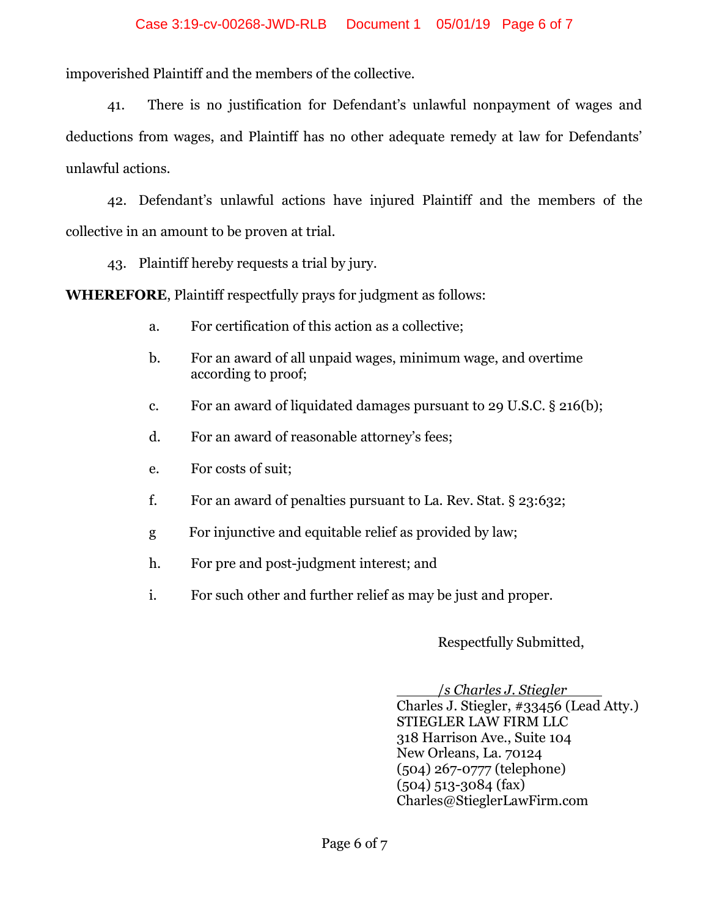impoverished Plaintiff and the members of the collective.

41. There is no justification for Defendant's unlawful nonpayment of wages and deductions from wages, and Plaintiff has no other adequate remedy at law for Defendants' unlawful actions.

42. Defendant's unlawful actions have injured Plaintiff and the members of the collective in an amount to be proven at trial.

43. Plaintiff hereby requests a trial by jury.

**WHEREFORE**, Plaintiff respectfully prays for judgment as follows:

a. For certification of this action as a collective;

b. For an award of all unpaid wages, minimum wage, and overtime according to proof;

c. For an award of liquidated damages pursuant to 29 U.S.C. § 216(b);

d. For an award of reasonable attorney's fees;

e. For costs of suit;

f. For an award of penalties pursuant to La. Rev. Stat. § 23:632;

g For injunctive and equitable relief as provided by law;

h. For pre and post-judgment interest; and

i. For such other and further relief as may be just and proper.

Respectfully Submitted,

*/s Charles J. Stiegler*
Charles J. Stiegler, #33456 (Lead Atty.)
STIEGLER LAW FIRM LLC
318 Harrison Ave., Suite 104
New Orleans, La. 70124
(504) 267-0777 (telephone)
(504) 513-3084 (fax)
Charles@StieglerLawFirm.com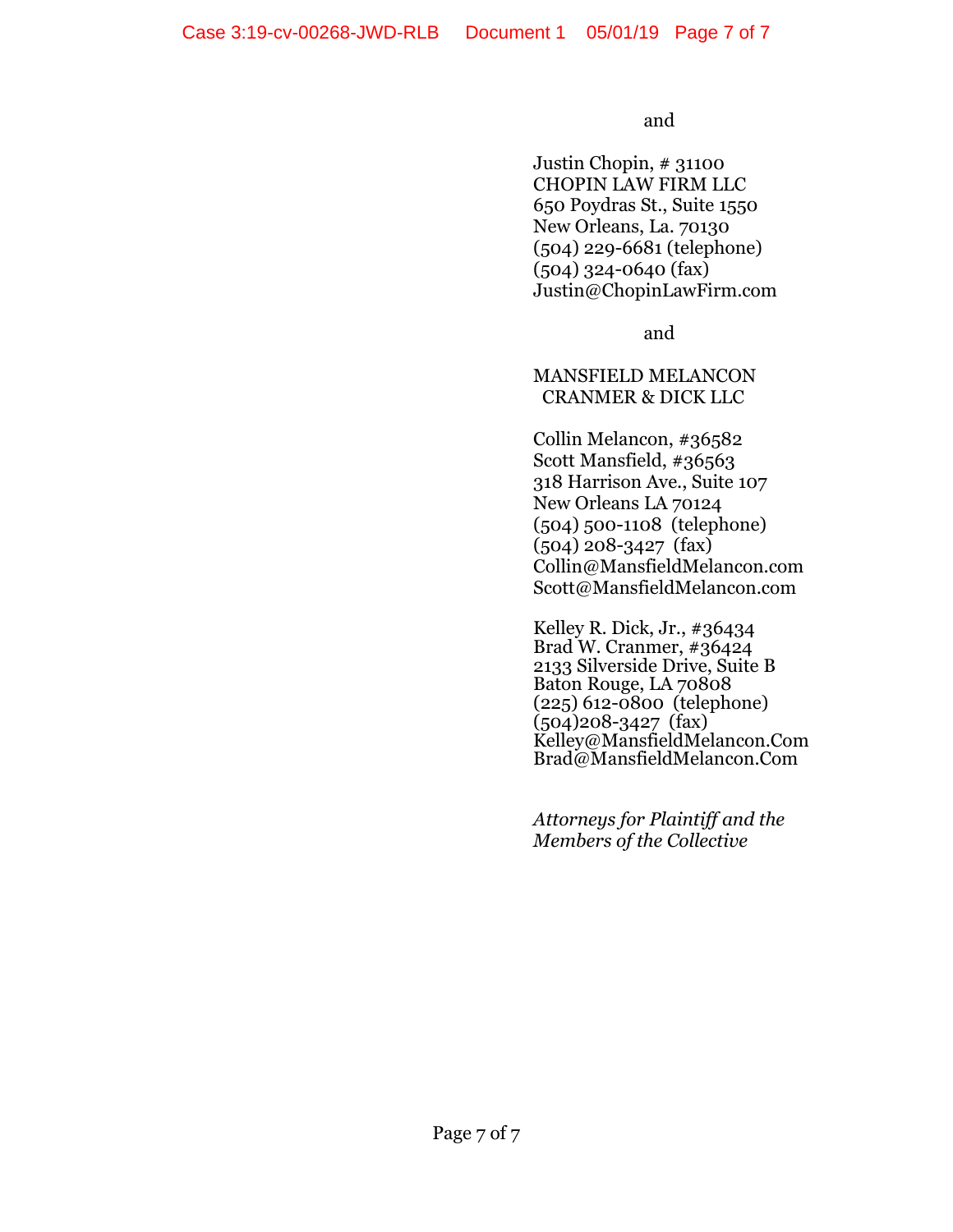and

Justin Chopin, # 31100
CHOPIN LAW FIRM LLC
650 Poydras St., Suite 1550
New Orleans, La. 70130
(504) 229-6681 (telephone)
(504) 324-0640 (fax)
Justin@ChopinLawFirm.com

and

MANSFIELD MELANCON
CRANMER & DICK LLC

Collin Melancon, #36582
Scott Mansfield, #36563
318 Harrison Ave., Suite 107
New Orleans LA 70124
(504) 500-1108 (telephone)
(504) 208-3427 (fax)
Collin@MansfieldMelancon.com
Scott@MansfieldMelancon.com

Kelley R. Dick, Jr., #36434
Brad W. Cranmer, #36424
2133 Silverside Drive, Suite B
Baton Rouge, LA 70808
(225) 612-0800 (telephone)
(504)208-3427 (fax)
Kelley@MansfieldMelancon.Com
Brad@MansfieldMelancon.Com

*Attorneys for Plaintiff and the Members of the Collective*